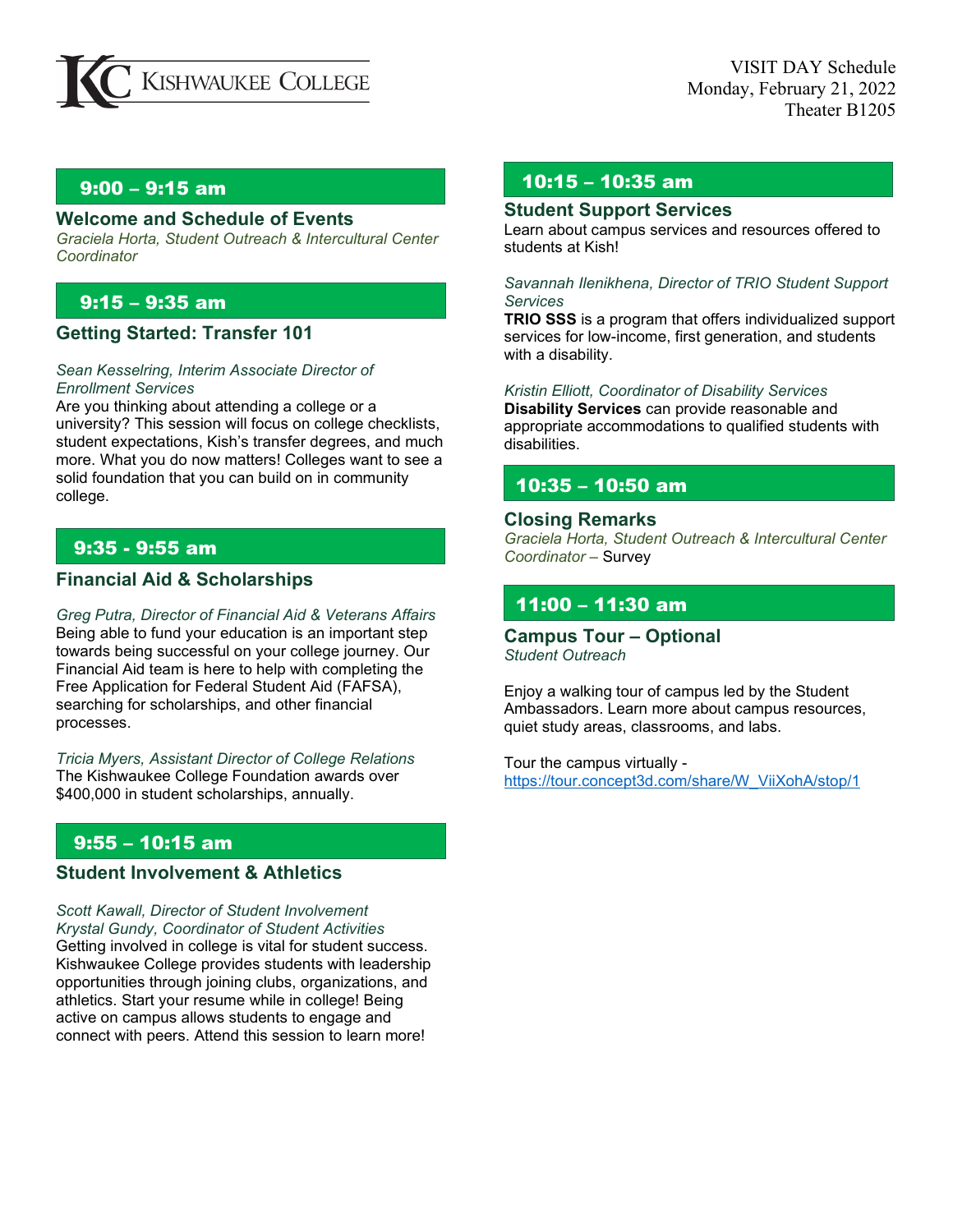Kishwaukee College

VISIT DAY Schedule
Monday, February 21, 2022
Theater B1205

## 9:00 – 9:15 am

### Welcome and Schedule of Events

*Graciela Horta, Student Outreach & Intercultural Center Coordinator*

## 9:15 – 9:35 am

### Getting Started: Transfer 101

*Sean Kesselring, Interim Associate Director of Enrollment Services*
Are you thinking about attending a college or a university? This session will focus on college checklists, student expectations, Kish's transfer degrees, and much more. What you do now matters! Colleges want to see a solid foundation that you can build on in community college.

## 9:35 - 9:55 am

### Financial Aid & Scholarships

*Greg Putra, Director of Financial Aid & Veterans Affairs*
Being able to fund your education is an important step towards being successful on your college journey. Our Financial Aid team is here to help with completing the Free Application for Federal Student Aid (FAFSA), searching for scholarships, and other financial processes.

*Tricia Myers, Assistant Director of College Relations*
The Kishwaukee College Foundation awards over $400,000 in student scholarships, annually.

## 9:55 – 10:15 am

### Student Involvement & Athletics

*Scott Kawall, Director of Student Involvement*
*Krystal Gundy, Coordinator of Student Activities*
Getting involved in college is vital for student success. Kishwaukee College provides students with leadership opportunities through joining clubs, organizations, and athletics. Start your resume while in college! Being active on campus allows students to engage and connect with peers. Attend this session to learn more!

## 10:15 – 10:35 am

### Student Support Services

Learn about campus services and resources offered to students at Kish!

*Savannah Ilenikhena, Director of TRIO Student Support Services*
**TRIO SSS** is a program that offers individualized support services for low-income, first generation, and students with a disability.

*Kristin Elliott, Coordinator of Disability Services*
**Disability Services** can provide reasonable and appropriate accommodations to qualified students with disabilities.

## 10:35 – 10:50 am

### Closing Remarks

*Graciela Horta, Student Outreach & Intercultural Center Coordinator –* Survey

## 11:00 – 11:30 am

### Campus Tour – Optional

*Student Outreach*

Enjoy a walking tour of campus led by the Student Ambassadors. Learn more about campus resources, quiet study areas, classrooms, and labs.

Tour the campus virtually - [https://tour.concept3d.com/share/W_ViiXohA/stop/1](https://tour.concept3d.com/share/W_ViiXohA/stop/1)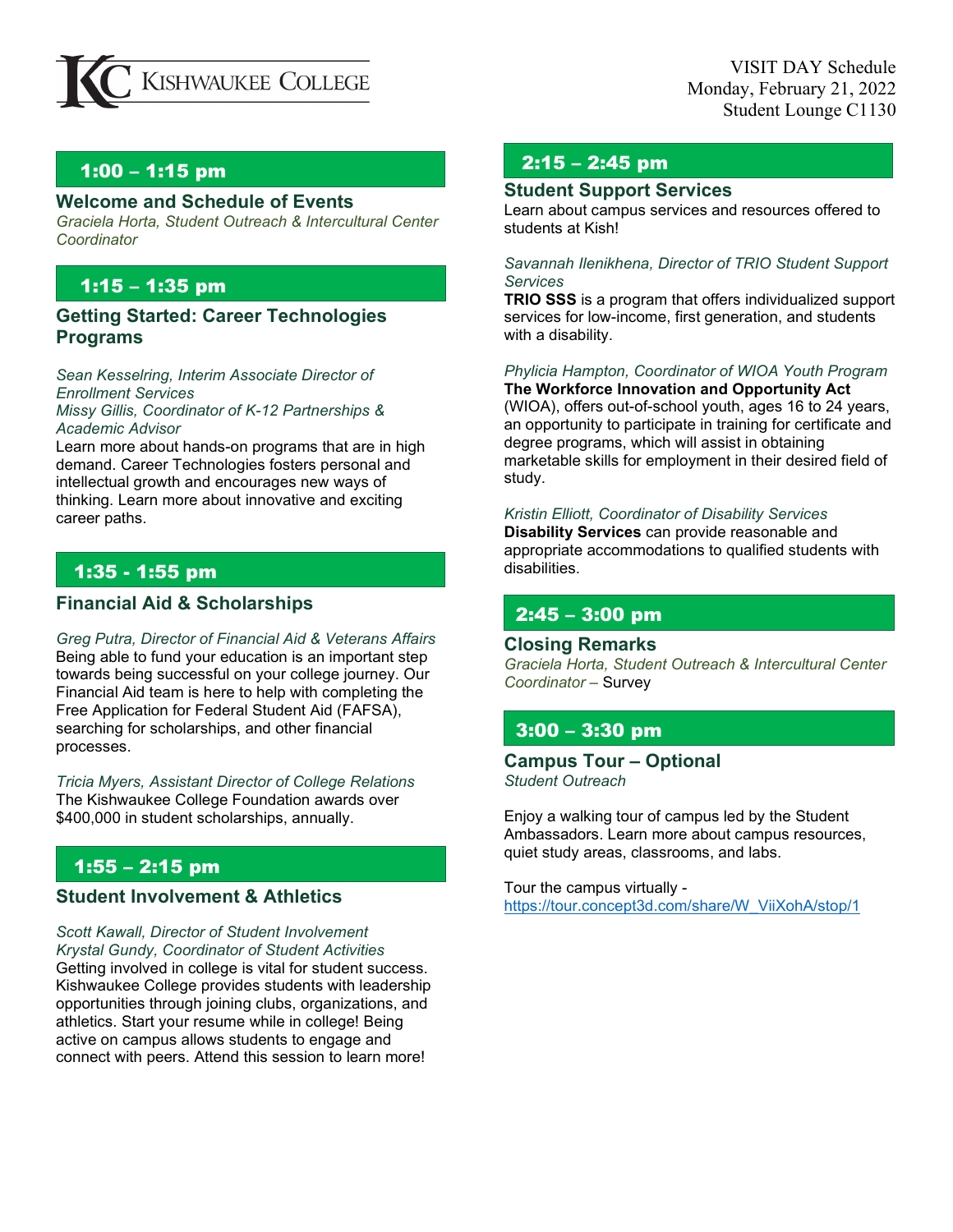KISHWAUKEE COLLEGE

VISIT DAY Schedule
Monday, February 21, 2022
Student Lounge C1130

## 1:00 – 1:15 pm

### Welcome and Schedule of Events

*Graciela Horta, Student Outreach & Intercultural Center Coordinator*

## 1:15 – 1:35 pm

### Getting Started: Career Technologies Programs

*Sean Kesselring, Interim Associate Director of Enrollment Services*
*Missy Gillis, Coordinator of K-12 Partnerships & Academic Advisor*
Learn more about hands-on programs that are in high demand. Career Technologies fosters personal and intellectual growth and encourages new ways of thinking. Learn more about innovative and exciting career paths.

## 1:35 - 1:55 pm

### Financial Aid & Scholarships

*Greg Putra, Director of Financial Aid & Veterans Affairs*
Being able to fund your education is an important step towards being successful on your college journey. Our Financial Aid team is here to help with completing the Free Application for Federal Student Aid (FAFSA), searching for scholarships, and other financial processes.

*Tricia Myers, Assistant Director of College Relations*
The Kishwaukee College Foundation awards over $400,000 in student scholarships, annually.

## 1:55 – 2:15 pm

### Student Involvement & Athletics

*Scott Kawall, Director of Student Involvement*
*Krystal Gundy, Coordinator of Student Activities*
Getting involved in college is vital for student success. Kishwaukee College provides students with leadership opportunities through joining clubs, organizations, and athletics. Start your resume while in college! Being active on campus allows students to engage and connect with peers. Attend this session to learn more!

## 2:15 – 2:45 pm

### Student Support Services

Learn about campus services and resources offered to students at Kish!

*Savannah Ilenikhena, Director of TRIO Student Support Services*
**TRIO SSS** is a program that offers individualized support services for low-income, first generation, and students with a disability.

*Phylicia Hampton, Coordinator of WIOA Youth Program*
**The Workforce Innovation and Opportunity Act** (WIOA), offers out-of-school youth, ages 16 to 24 years, an opportunity to participate in training for certificate and degree programs, which will assist in obtaining marketable skills for employment in their desired field of study.

*Kristin Elliott, Coordinator of Disability Services*
**Disability Services** can provide reasonable and appropriate accommodations to qualified students with disabilities.

## 2:45 – 3:00 pm

### Closing Remarks

*Graciela Horta, Student Outreach & Intercultural Center Coordinator –* Survey

## 3:00 – 3:30 pm

### Campus Tour – Optional

*Student Outreach*

Enjoy a walking tour of campus led by the Student Ambassadors. Learn more about campus resources, quiet study areas, classrooms, and labs.

Tour the campus virtually -
https://tour.concept3d.com/share/W_ViiXohA/stop/1